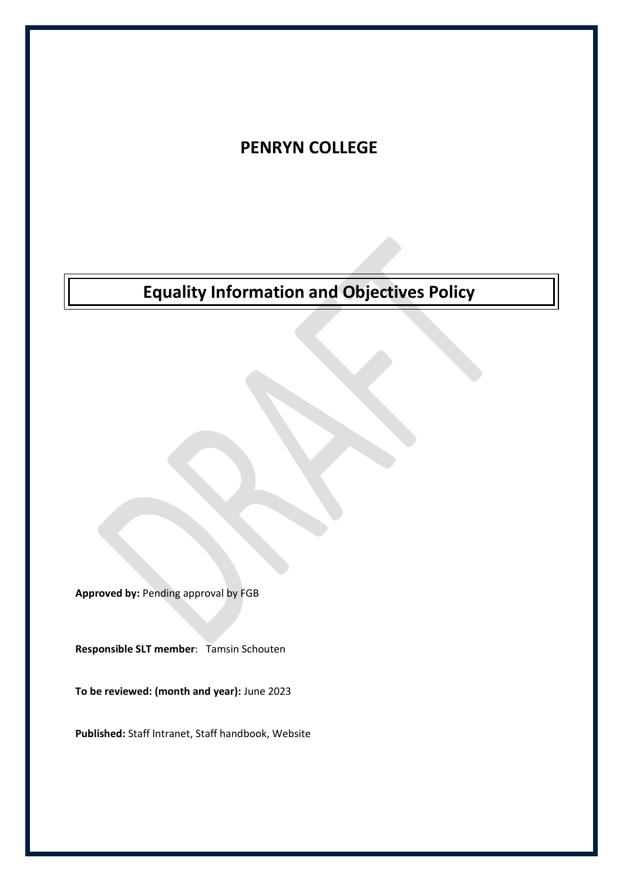# PENRYN COLLEGE

## Equality Information and Objectives Policy

**Approved by:** Pending approval by FGB

**Responsible SLT member**: Tamsin Schouten

**To be reviewed: (month and year):** June 2023

**Published:** Staff Intranet, Staff handbook, Website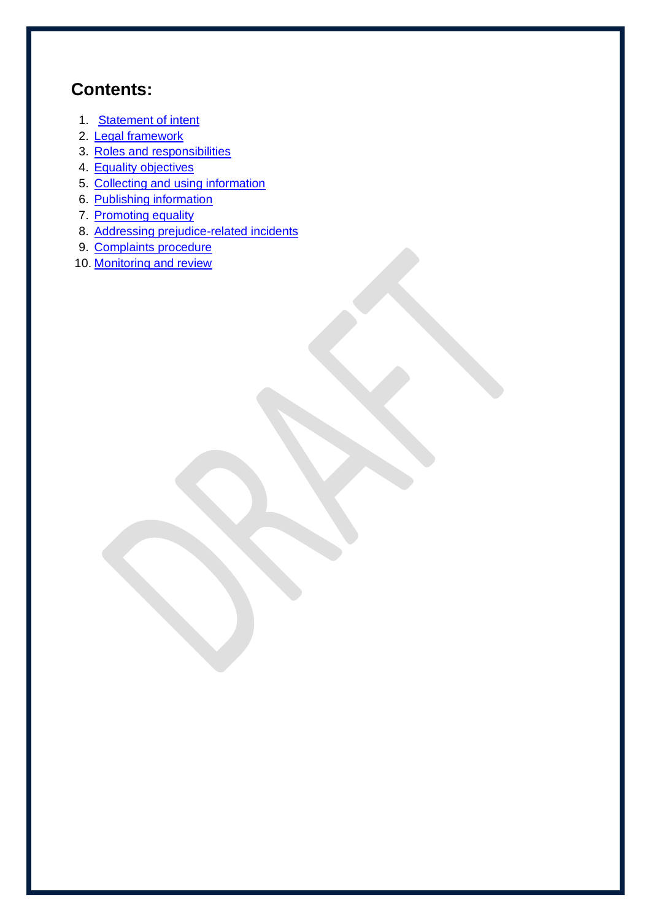## Contents:

1. Statement of intent
2. Legal framework
3. Roles and responsibilities
4. Equality objectives
5. Collecting and using information
6. Publishing information
7. Promoting equality
8. Addressing prejudice-related incidents
9. Complaints procedure
10. Monitoring and review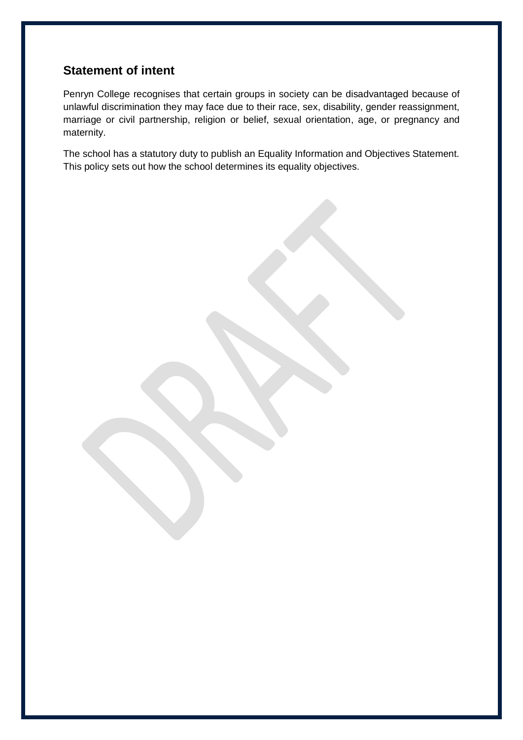## Statement of intent

Penryn College recognises that certain groups in society can be disadvantaged because of unlawful discrimination they may face due to their race, sex, disability, gender reassignment, marriage or civil partnership, religion or belief, sexual orientation, age, or pregnancy and maternity.

The school has a statutory duty to publish an Equality Information and Objectives Statement. This policy sets out how the school determines its equality objectives.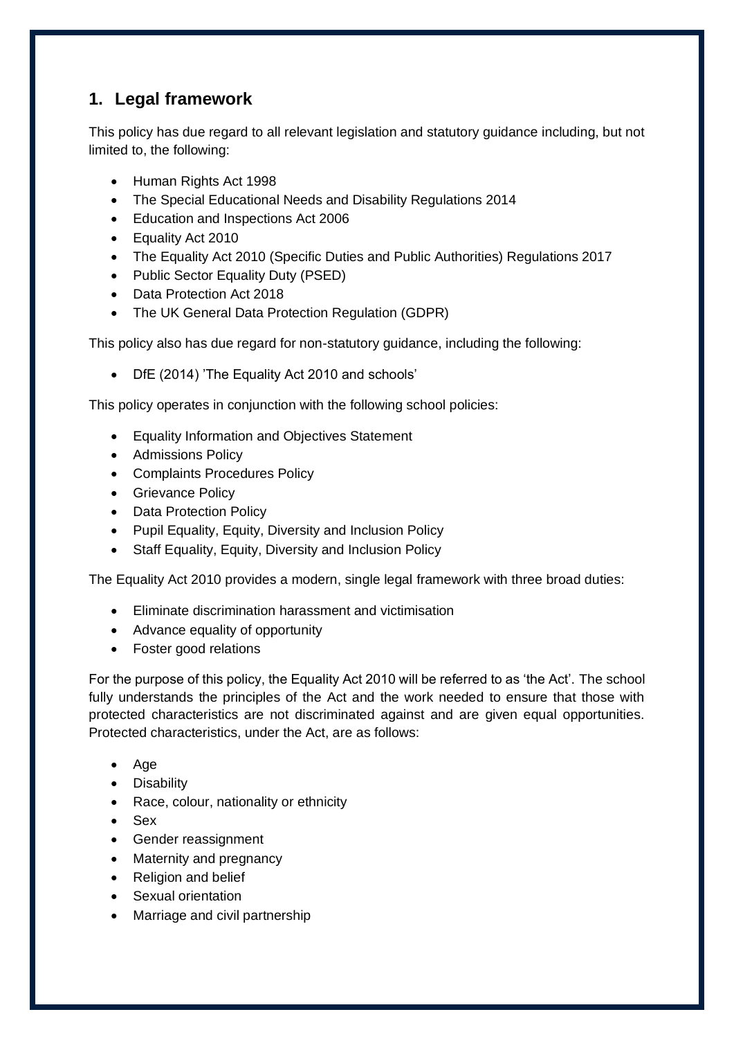## 1. Legal framework

This policy has due regard to all relevant legislation and statutory guidance including, but not limited to, the following:

- Human Rights Act 1998
- The Special Educational Needs and Disability Regulations 2014
- Education and Inspections Act 2006
- Equality Act 2010
- The Equality Act 2010 (Specific Duties and Public Authorities) Regulations 2017
- Public Sector Equality Duty (PSED)
- Data Protection Act 2018
- The UK General Data Protection Regulation (GDPR)

This policy also has due regard for non-statutory guidance, including the following:

- DfE (2014) 'The Equality Act 2010 and schools'

This policy operates in conjunction with the following school policies:

- Equality Information and Objectives Statement
- Admissions Policy
- Complaints Procedures Policy
- Grievance Policy
- Data Protection Policy
- Pupil Equality, Equity, Diversity and Inclusion Policy
- Staff Equality, Equity, Diversity and Inclusion Policy

The Equality Act 2010 provides a modern, single legal framework with three broad duties:

- Eliminate discrimination harassment and victimisation
- Advance equality of opportunity
- Foster good relations

For the purpose of this policy, the Equality Act 2010 will be referred to as 'the Act'. The school fully understands the principles of the Act and the work needed to ensure that those with protected characteristics are not discriminated against and are given equal opportunities. Protected characteristics, under the Act, are as follows:

- Age
- Disability
- Race, colour, nationality or ethnicity
- Sex
- Gender reassignment
- Maternity and pregnancy
- Religion and belief
- Sexual orientation
- Marriage and civil partnership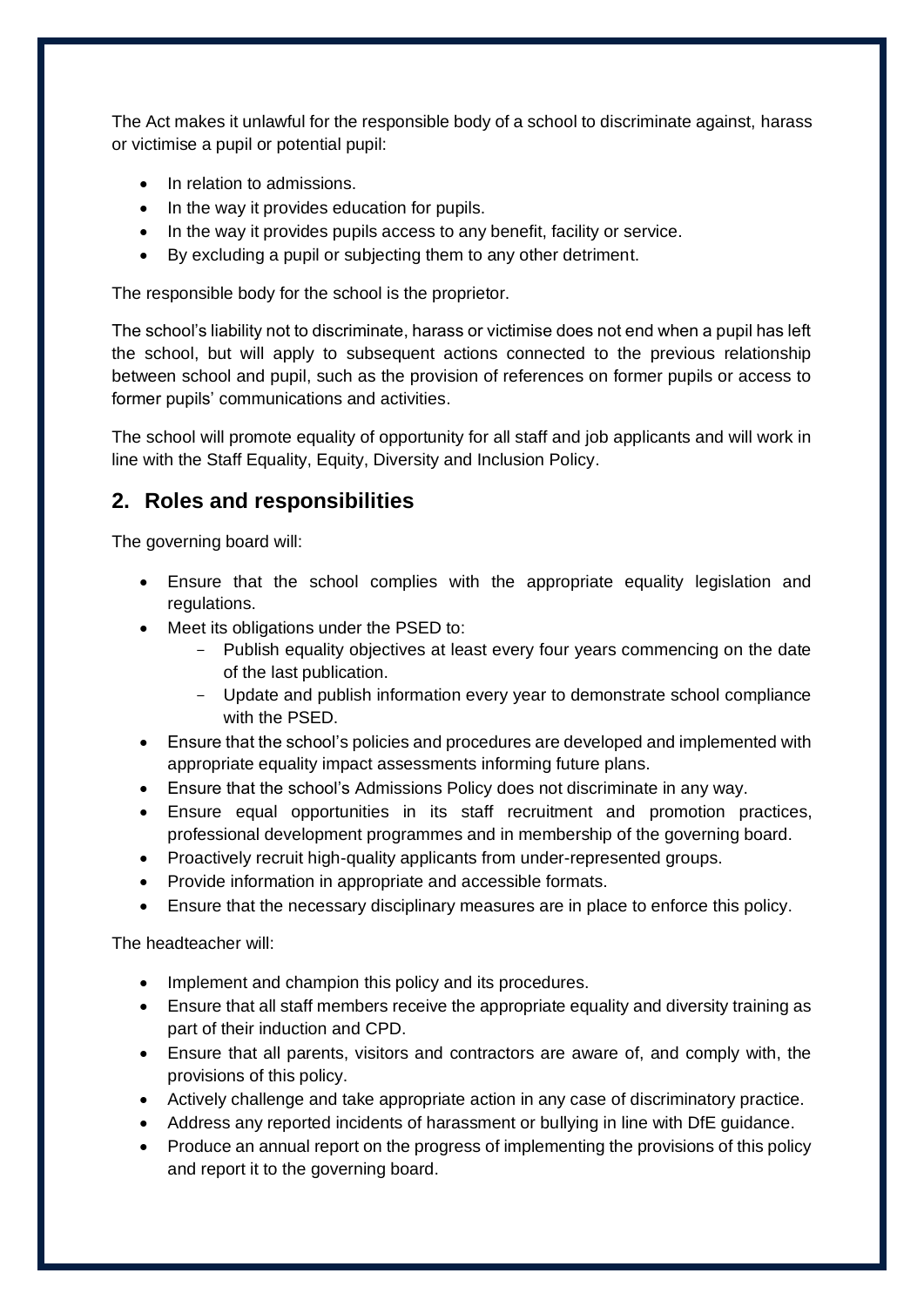The Act makes it unlawful for the responsible body of a school to discriminate against, harass or victimise a pupil or potential pupil:

- In relation to admissions.
- In the way it provides education for pupils.
- In the way it provides pupils access to any benefit, facility or service.
- By excluding a pupil or subjecting them to any other detriment.

The responsible body for the school is the proprietor.

The school's liability not to discriminate, harass or victimise does not end when a pupil has left the school, but will apply to subsequent actions connected to the previous relationship between school and pupil, such as the provision of references on former pupils or access to former pupils' communications and activities.

The school will promote equality of opportunity for all staff and job applicants and will work in line with the Staff Equality, Equity, Diversity and Inclusion Policy.

## 2. Roles and responsibilities

The governing board will:

- Ensure that the school complies with the appropriate equality legislation and regulations.
- Meet its obligations under the PSED to:
  - Publish equality objectives at least every four years commencing on the date of the last publication.
  - Update and publish information every year to demonstrate school compliance with the PSED.
- Ensure that the school's policies and procedures are developed and implemented with appropriate equality impact assessments informing future plans.
- Ensure that the school's Admissions Policy does not discriminate in any way.
- Ensure equal opportunities in its staff recruitment and promotion practices, professional development programmes and in membership of the governing board.
- Proactively recruit high-quality applicants from under-represented groups.
- Provide information in appropriate and accessible formats.
- Ensure that the necessary disciplinary measures are in place to enforce this policy.

The headteacher will:

- Implement and champion this policy and its procedures.
- Ensure that all staff members receive the appropriate equality and diversity training as part of their induction and CPD.
- Ensure that all parents, visitors and contractors are aware of, and comply with, the provisions of this policy.
- Actively challenge and take appropriate action in any case of discriminatory practice.
- Address any reported incidents of harassment or bullying in line with DfE guidance.
- Produce an annual report on the progress of implementing the provisions of this policy and report it to the governing board.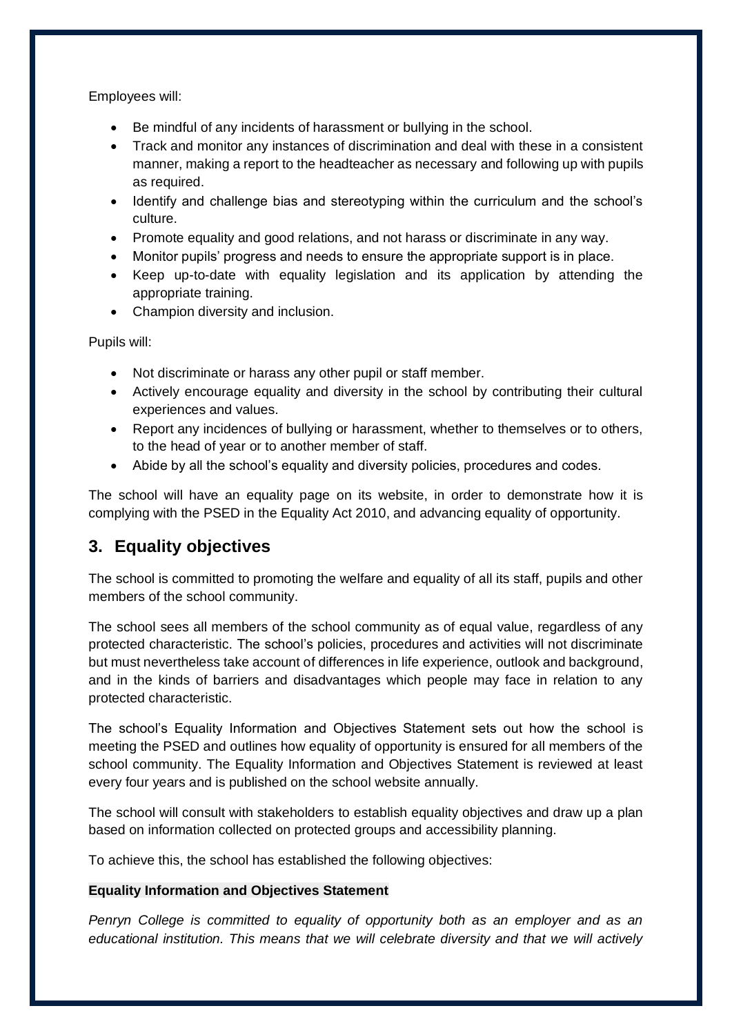Employees will:

- Be mindful of any incidents of harassment or bullying in the school.
- Track and monitor any instances of discrimination and deal with these in a consistent manner, making a report to the headteacher as necessary and following up with pupils as required.
- Identify and challenge bias and stereotyping within the curriculum and the school's culture.
- Promote equality and good relations, and not harass or discriminate in any way.
- Monitor pupils' progress and needs to ensure the appropriate support is in place.
- Keep up-to-date with equality legislation and its application by attending the appropriate training.
- Champion diversity and inclusion.

Pupils will:

- Not discriminate or harass any other pupil or staff member.
- Actively encourage equality and diversity in the school by contributing their cultural experiences and values.
- Report any incidences of bullying or harassment, whether to themselves or to others, to the head of year or to another member of staff.
- Abide by all the school's equality and diversity policies, procedures and codes.

The school will have an equality page on its website, in order to demonstrate how it is complying with the PSED in the Equality Act 2010, and advancing equality of opportunity.

## 3. Equality objectives

The school is committed to promoting the welfare and equality of all its staff, pupils and other members of the school community.

The school sees all members of the school community as of equal value, regardless of any protected characteristic. The school's policies, procedures and activities will not discriminate but must nevertheless take account of differences in life experience, outlook and background, and in the kinds of barriers and disadvantages which people may face in relation to any protected characteristic.

The school's Equality Information and Objectives Statement sets out how the school is meeting the PSED and outlines how equality of opportunity is ensured for all members of the school community. The Equality Information and Objectives Statement is reviewed at least every four years and is published on the school website annually.

The school will consult with stakeholders to establish equality objectives and draw up a plan based on information collected on protected groups and accessibility planning.

To achieve this, the school has established the following objectives:

**Equality Information and Objectives Statement**

*Penryn College is committed to equality of opportunity both as an employer and as an educational institution. This means that we will celebrate diversity and that we will actively*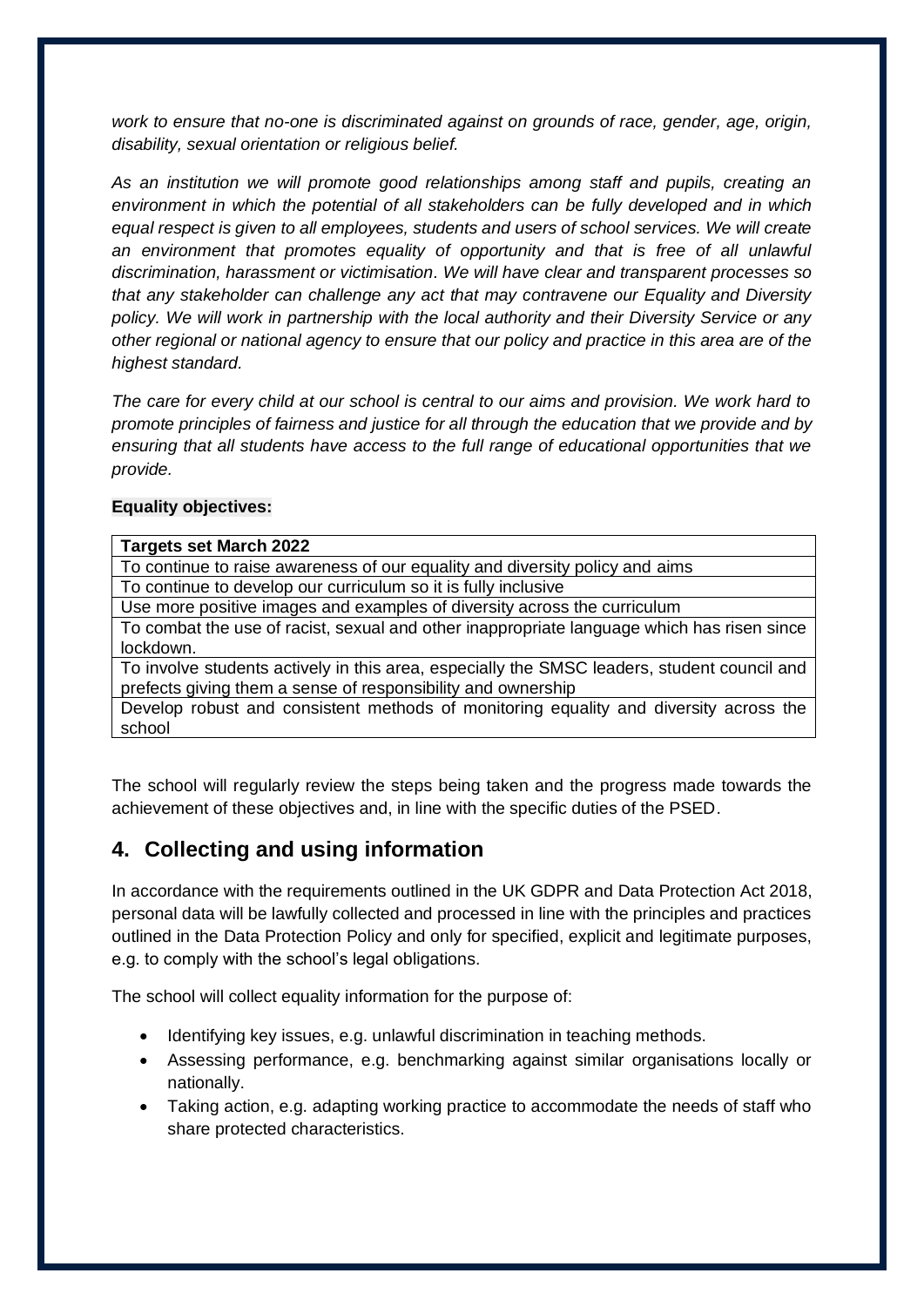*work to ensure that no-one is discriminated against on grounds of race, gender, age, origin, disability, sexual orientation or religious belief.*

*As an institution we will promote good relationships among staff and pupils, creating an environment in which the potential of all stakeholders can be fully developed and in which equal respect is given to all employees, students and users of school services. We will create an environment that promotes equality of opportunity and that is free of all unlawful discrimination, harassment or victimisation. We will have clear and transparent processes so that any stakeholder can challenge any act that may contravene our Equality and Diversity policy. We will work in partnership with the local authority and their Diversity Service or any other regional or national agency to ensure that our policy and practice in this area are of the highest standard.*

*The care for every child at our school is central to our aims and provision. We work hard to promote principles of fairness and justice for all through the education that we provide and by ensuring that all students have access to the full range of educational opportunities that we provide.*

**Equality objectives:**

| **Targets set March 2022** |
|---|
| To continue to raise awareness of our equality and diversity policy and aims |
| To continue to develop our curriculum so it is fully inclusive |
| Use more positive images and examples of diversity across the curriculum |
| To combat the use of racist, sexual and other inappropriate language which has risen since lockdown. |
| To involve students actively in this area, especially the SMSC leaders, student council and prefects giving them a sense of responsibility and ownership |
| Develop robust and consistent methods of monitoring equality and diversity across the school |

The school will regularly review the steps being taken and the progress made towards the achievement of these objectives and, in line with the specific duties of the PSED.

## 4. Collecting and using information

In accordance with the requirements outlined in the UK GDPR and Data Protection Act 2018, personal data will be lawfully collected and processed in line with the principles and practices outlined in the Data Protection Policy and only for specified, explicit and legitimate purposes, e.g. to comply with the school's legal obligations.

The school will collect equality information for the purpose of:

- Identifying key issues, e.g. unlawful discrimination in teaching methods.
- Assessing performance, e.g. benchmarking against similar organisations locally or nationally.
- Taking action, e.g. adapting working practice to accommodate the needs of staff who share protected characteristics.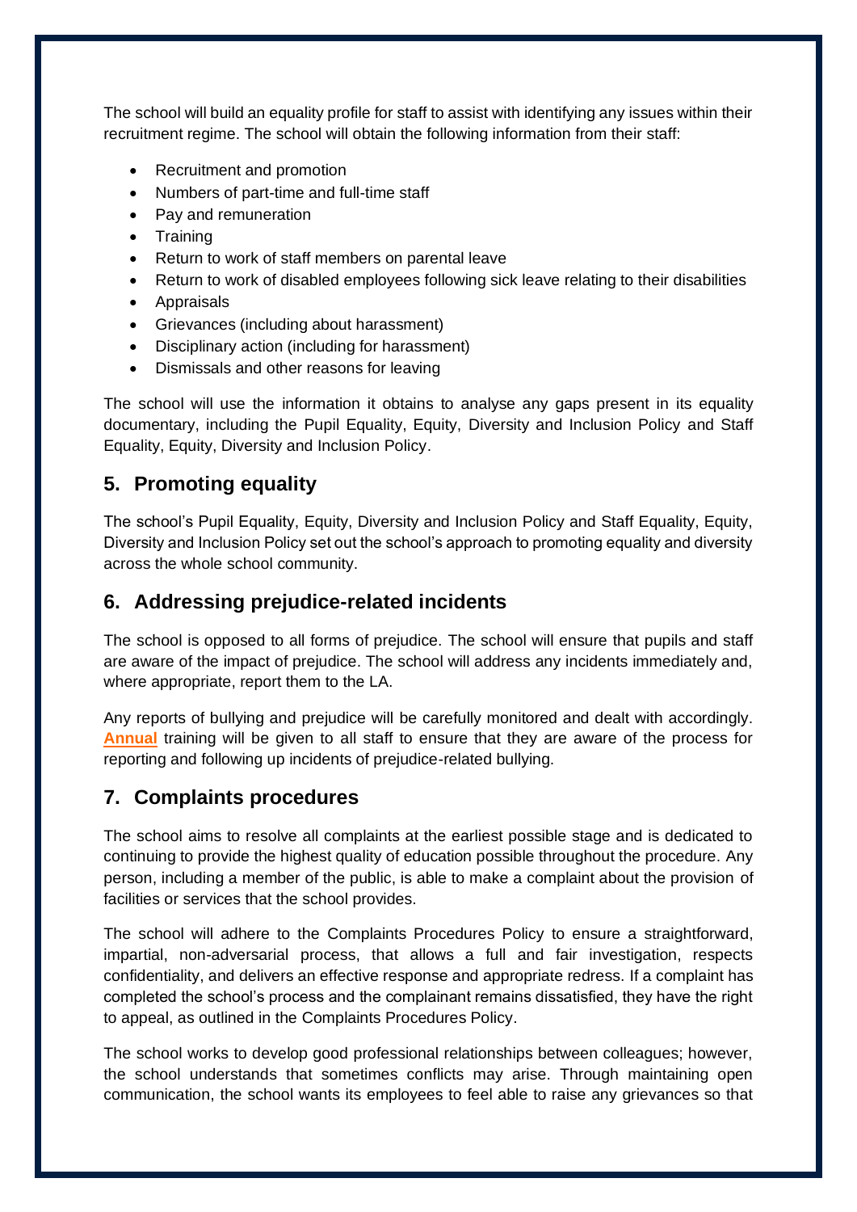The school will build an equality profile for staff to assist with identifying any issues within their recruitment regime. The school will obtain the following information from their staff:

- Recruitment and promotion
- Numbers of part-time and full-time staff
- Pay and remuneration
- Training
- Return to work of staff members on parental leave
- Return to work of disabled employees following sick leave relating to their disabilities
- Appraisals
- Grievances (including about harassment)
- Disciplinary action (including for harassment)
- Dismissals and other reasons for leaving

The school will use the information it obtains to analyse any gaps present in its equality documentary, including the Pupil Equality, Equity, Diversity and Inclusion Policy and Staff Equality, Equity, Diversity and Inclusion Policy.

## 5. Promoting equality

The school's Pupil Equality, Equity, Diversity and Inclusion Policy and Staff Equality, Equity, Diversity and Inclusion Policy set out the school's approach to promoting equality and diversity across the whole school community.

## 6. Addressing prejudice-related incidents

The school is opposed to all forms of prejudice. The school will ensure that pupils and staff are aware of the impact of prejudice. The school will address any incidents immediately and, where appropriate, report them to the LA.

Any reports of bullying and prejudice will be carefully monitored and dealt with accordingly. **Annual** training will be given to all staff to ensure that they are aware of the process for reporting and following up incidents of prejudice-related bullying.

## 7. Complaints procedures

The school aims to resolve all complaints at the earliest possible stage and is dedicated to continuing to provide the highest quality of education possible throughout the procedure. Any person, including a member of the public, is able to make a complaint about the provision of facilities or services that the school provides.

The school will adhere to the Complaints Procedures Policy to ensure a straightforward, impartial, non-adversarial process, that allows a full and fair investigation, respects confidentiality, and delivers an effective response and appropriate redress. If a complaint has completed the school's process and the complainant remains dissatisfied, they have the right to appeal, as outlined in the Complaints Procedures Policy.

The school works to develop good professional relationships between colleagues; however, the school understands that sometimes conflicts may arise. Through maintaining open communication, the school wants its employees to feel able to raise any grievances so that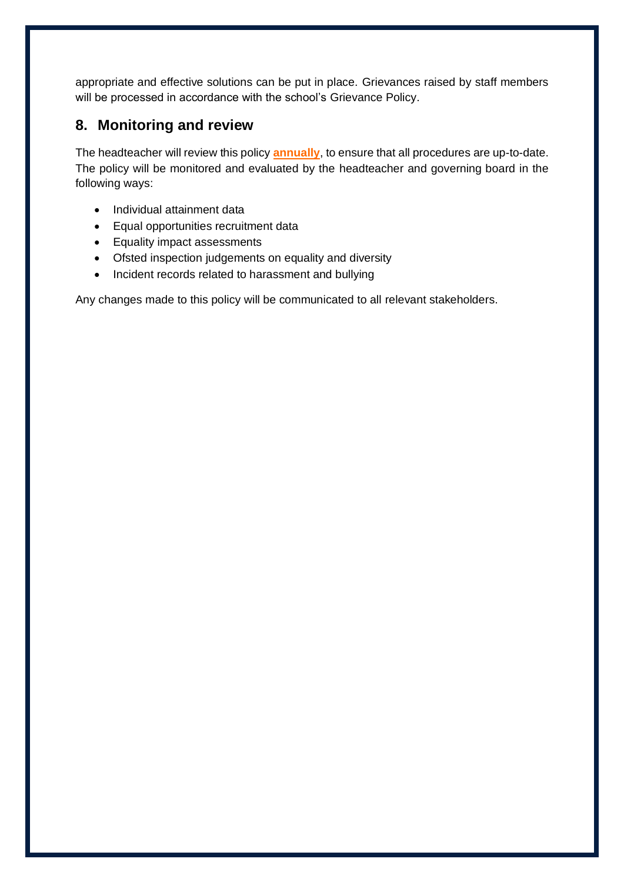appropriate and effective solutions can be put in place. Grievances raised by staff members will be processed in accordance with the school's Grievance Policy.

## 8. Monitoring and review

The headteacher will review this policy **annually**, to ensure that all procedures are up-to-date. The policy will be monitored and evaluated by the headteacher and governing board in the following ways:

- Individual attainment data
- Equal opportunities recruitment data
- Equality impact assessments
- Ofsted inspection judgements on equality and diversity
- Incident records related to harassment and bullying

Any changes made to this policy will be communicated to all relevant stakeholders.